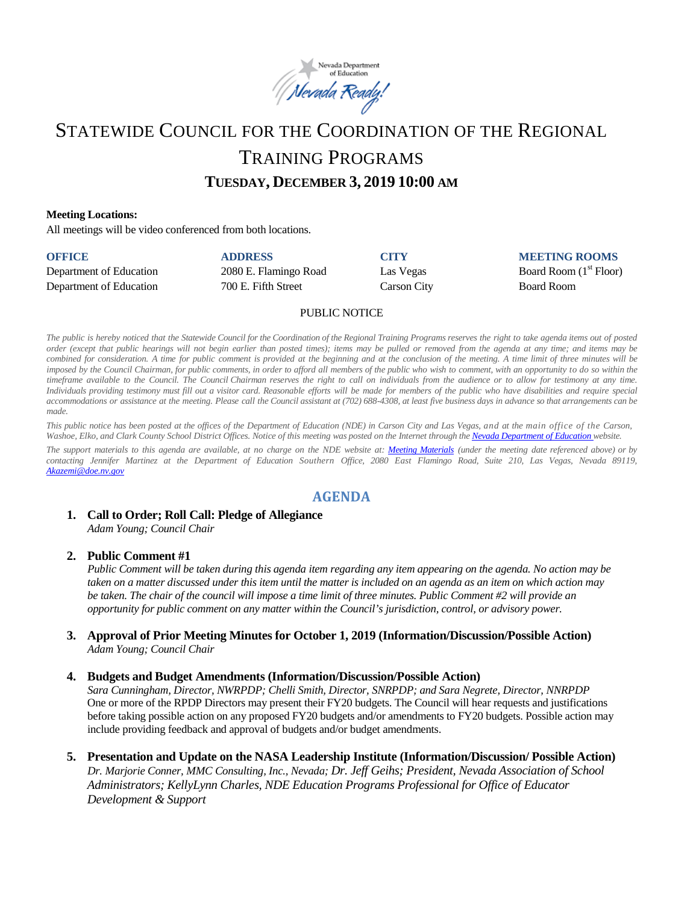# STATEWIDE COUNCIL FOR THE COORDINATION OF THE REGIONAL TRAINING PROGRAMS

## TUESDAY, DECEMBER 3, 2019 10:00 AM

**Meeting Locations:**

All meetings will be video conferenced from both locations.

| OFFICE | ADDRESS | CITY | MEETING ROOMS |
|---|---|---|---|
| Department of Education | 2080 E. Flamingo Road | Las Vegas | Board Room (1st Floor) |
| Department of Education | 700 E. Fifth Street | Carson City | Board Room |

PUBLIC NOTICE

*The public is hereby noticed that the Statewide Council for the Coordination of the Regional Training Programs reserves the right to take agenda items out of posted order (except that public hearings will not begin earlier than posted times); items may be pulled or removed from the agenda at any time; and items may be combined for consideration. A time for public comment is provided at the beginning and at the conclusion of the meeting. A time limit of three minutes will be imposed by the Council Chairman, for public comments, in order to afford all members of the public who wish to comment, with an opportunity to do so within the timeframe available to the Council. The Council Chairman reserves the right to call on individuals from the audience or to allow for testimony at any time. Individuals providing testimony must fill out a visitor card. Reasonable efforts will be made for members of the public who have disabilities and require special accommodations or assistance at the meeting. Please call the Council assistant at (702) 688-4308, at least five business days in advance so that arrangements can be made.*

*This public notice has been posted at the offices of the Department of Education (NDE) in Carson City and Las Vegas, and at the main office of the Carson, Washoe, Elko, and Clark County School District Offices. Notice of this meeting was posted on the Internet through the [Nevada Department of Education](#) website.*

*The support materials to this agenda are available, at no charge on the NDE website at: [Meeting Materials](#) (under the meeting date referenced above) or by contacting Jennifer Martinez at the Department of Education Southern Office, 2080 East Flamingo Road, Suite 210, Las Vegas, Nevada 89119, [Akazemi@doe.nv.gov](mailto:Akazemi@doe.nv.gov)*

## AGENDA

1. **Call to Order; Roll Call: Pledge of Allegiance**
   *Adam Young; Council Chair*

2. **Public Comment #1**
   *Public Comment will be taken during this agenda item regarding any item appearing on the agenda. No action may be taken on a matter discussed under this item until the matter is included on an agenda as an item on which action may be taken. The chair of the council will impose a time limit of three minutes. Public Comment #2 will provide an opportunity for public comment on any matter within the Council's jurisdiction, control, or advisory power.*

3. **Approval of Prior Meeting Minutes for October 1, 2019 (Information/Discussion/Possible Action)**
   *Adam Young; Council Chair*

4. **Budgets and Budget Amendments (Information/Discussion/Possible Action)**
   *Sara Cunningham, Director, NWRPDP; Chelli Smith, Director, SNRPDP; and Sara Negrete, Director, NNRPDP*
   One or more of the RPDP Directors may present their FY20 budgets. The Council will hear requests and justifications before taking possible action on any proposed FY20 budgets and/or amendments to FY20 budgets. Possible action may include providing feedback and approval of budgets and/or budget amendments.

5. **Presentation and Update on the NASA Leadership Institute (Information/Discussion/ Possible Action)**
   *Dr. Marjorie Conner, MMC Consulting, Inc., Nevada; Dr. Jeff Geihs; President, Nevada Association of School Administrators; KellyLynn Charles, NDE Education Programs Professional for Office of Educator Development & Support*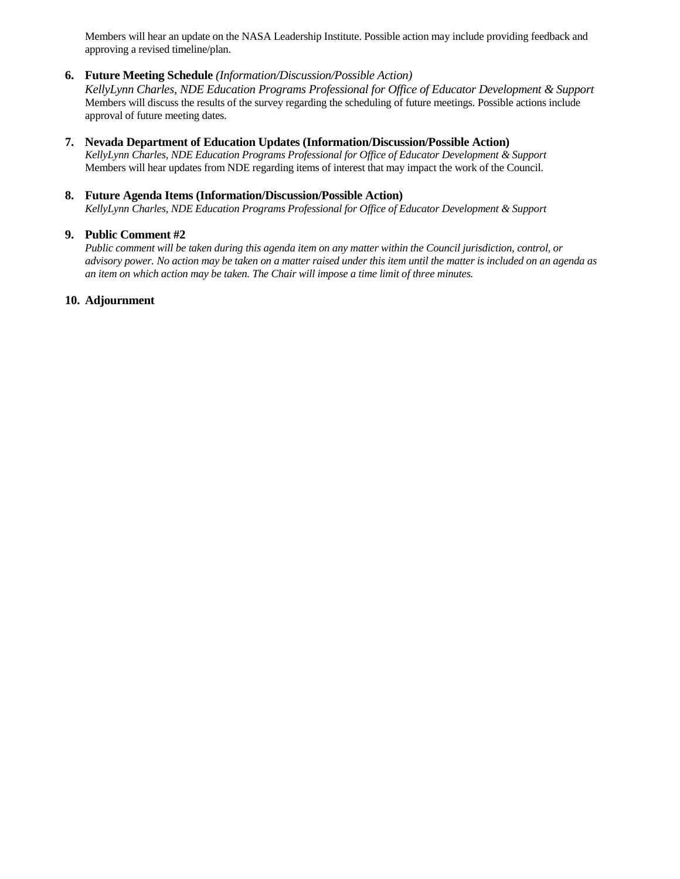Members will hear an update on the NASA Leadership Institute. Possible action may include providing feedback and approving a revised timeline/plan.

6. **Future Meeting Schedule** *(Information/Discussion/Possible Action)*
   *KellyLynn Charles, NDE Education Programs Professional for Office of Educator Development & Support*
   Members will discuss the results of the survey regarding the scheduling of future meetings. Possible actions include approval of future meeting dates.

7. **Nevada Department of Education Updates (Information/Discussion/Possible Action)**
   *KellyLynn Charles, NDE Education Programs Professional for Office of Educator Development & Support*
   Members will hear updates from NDE regarding items of interest that may impact the work of the Council.

8. **Future Agenda Items (Information/Discussion/Possible Action)**
   *KellyLynn Charles, NDE Education Programs Professional for Office of Educator Development & Support*

9. **Public Comment #2**
   *Public comment will be taken during this agenda item on any matter within the Council jurisdiction, control, or advisory power. No action may be taken on a matter raised under this item until the matter is included on an agenda as an item on which action may be taken. The Chair will impose a time limit of three minutes.*

10. **Adjournment**